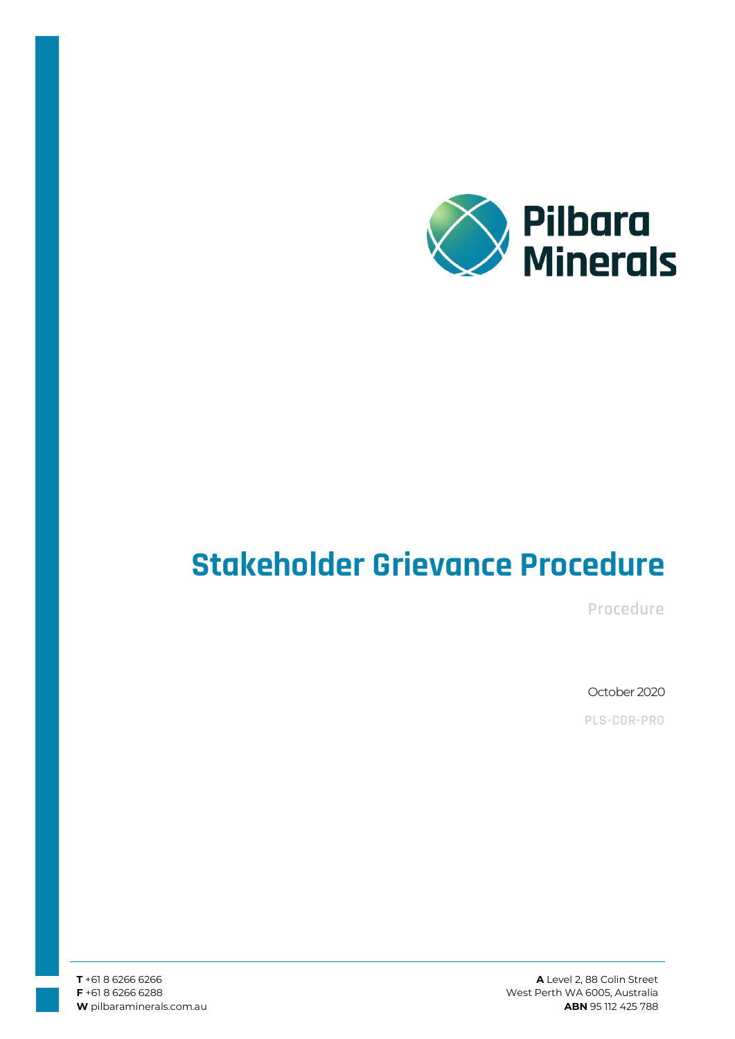Pilbara Minerals

# Stakeholder Grievance Procedure

Procedure

October 2020

PLS-COR-PRO

**T** +61 8 6266 6266
**F** +61 8 6266 6288
**W** pilbaraminerals.com.au

**A** Level 2, 88 Colin Street
West Perth WA 6005, Australia
**ABN** 95 112 425 788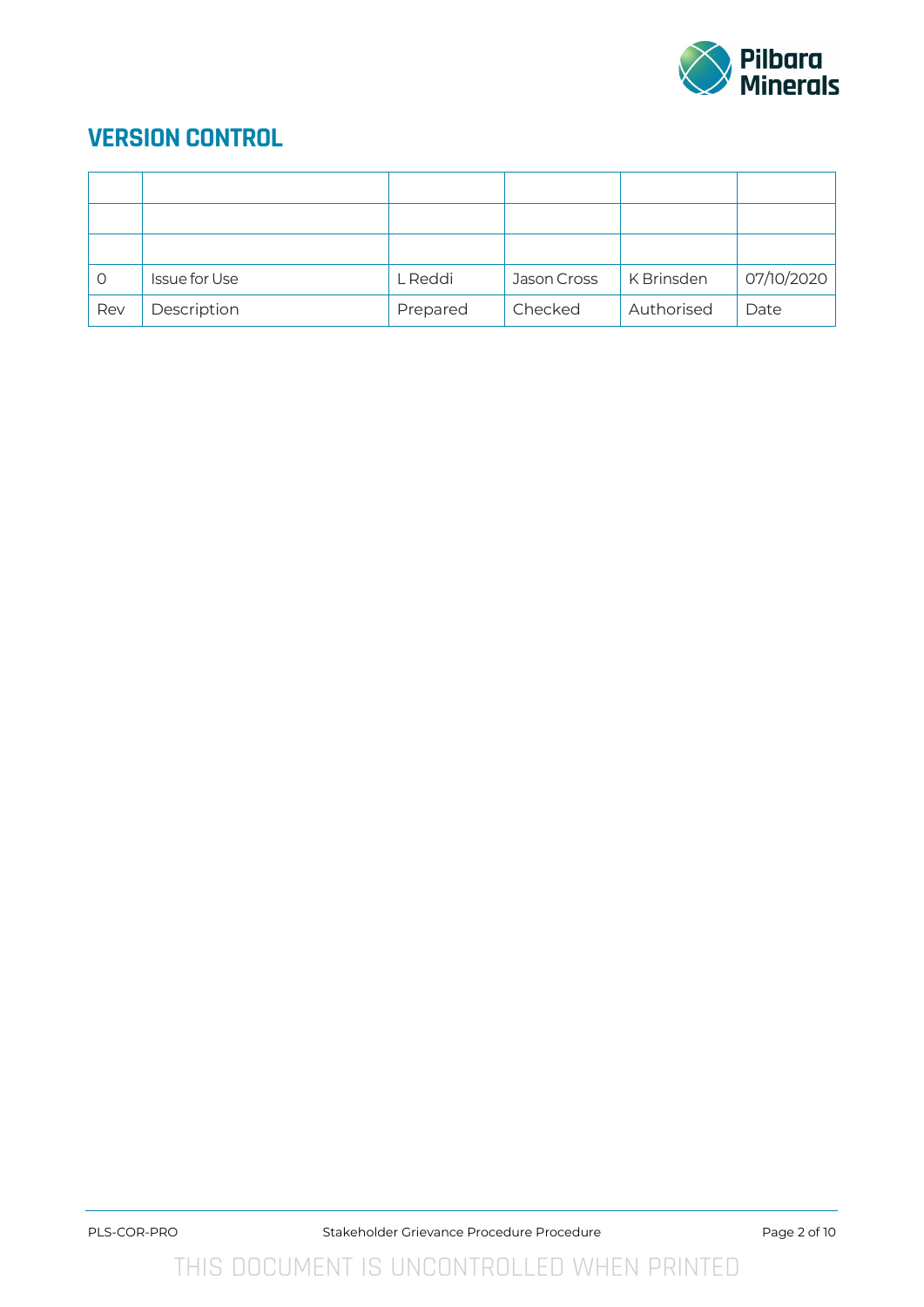# VERSION CONTROL

| | | | | | |
|---|---|---|---|---|---|
| | | | | | |
| | | | | | |
| | | | | | |
| 0 | Issue for Use | L Reddi | Jason Cross | K Brinsden | 07/10/2020 |
| Rev | Description | Prepared | Checked | Authorised | Date |

THIS DOCUMENT IS UNCONTROLLED WHEN PRINTED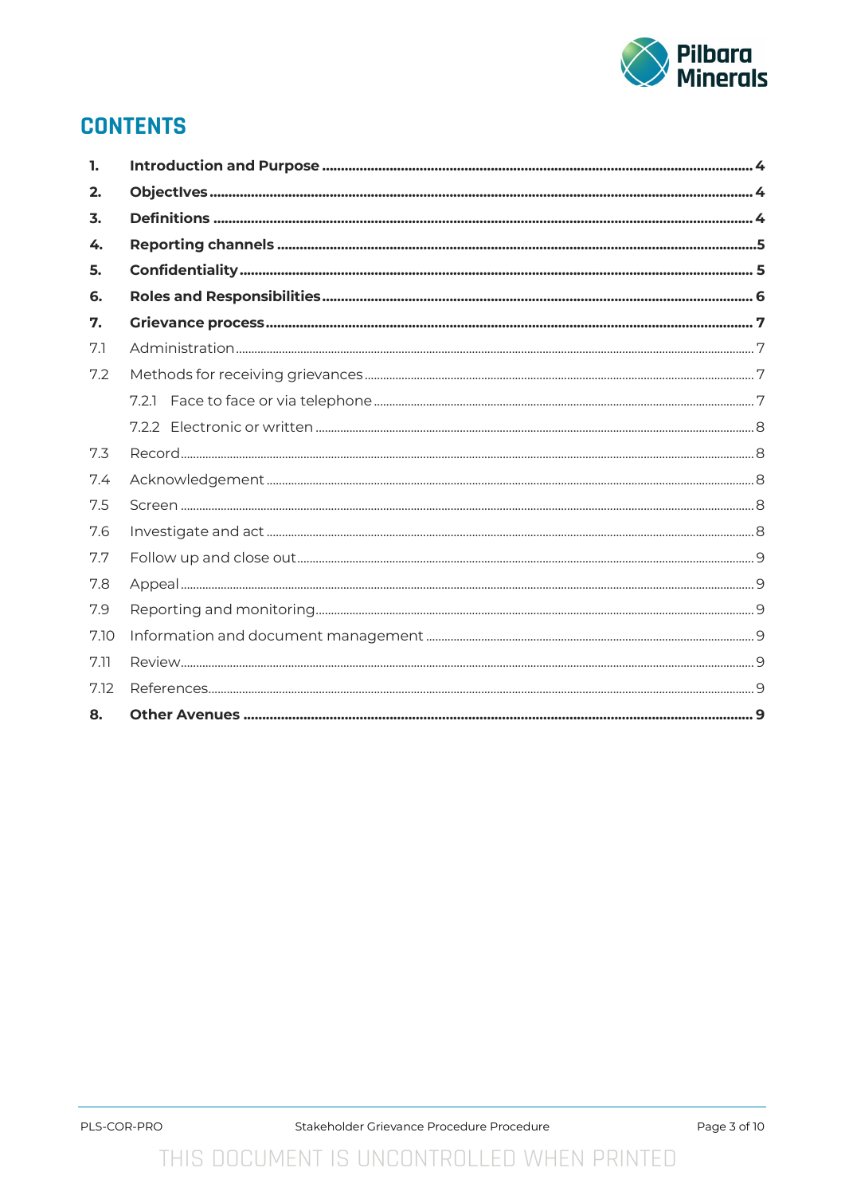# CONTENTS

| | | |
|---|---|---|
| **1.** | **Introduction and Purpose** | **4** |
| **2.** | **Objectives** | **4** |
| **3.** | **Definitions** | **4** |
| **4.** | **Reporting channels** | **5** |
| **5.** | **Confidentiality** | **5** |
| **6.** | **Roles and Responsibilities** | **6** |
| **7.** | **Grievance process** | **7** |
| 7.1 | Administration | 7 |
| 7.2 | Methods for receiving grievances | 7 |
| | 7.2.1 Face to face or via telephone | 7 |
| | 7.2.2 Electronic or written | 8 |
| 7.3 | Record | 8 |
| 7.4 | Acknowledgement | 8 |
| 7.5 | Screen | 8 |
| 7.6 | Investigate and act | 8 |
| 7.7 | Follow up and close out | 9 |
| 7.8 | Appeal | 9 |
| 7.9 | Reporting and monitoring | 9 |
| 7.10 | Information and document management | 9 |
| 7.11 | Review | 9 |
| 7.12 | References | 9 |
| **8.** | **Other Avenues** | **9** |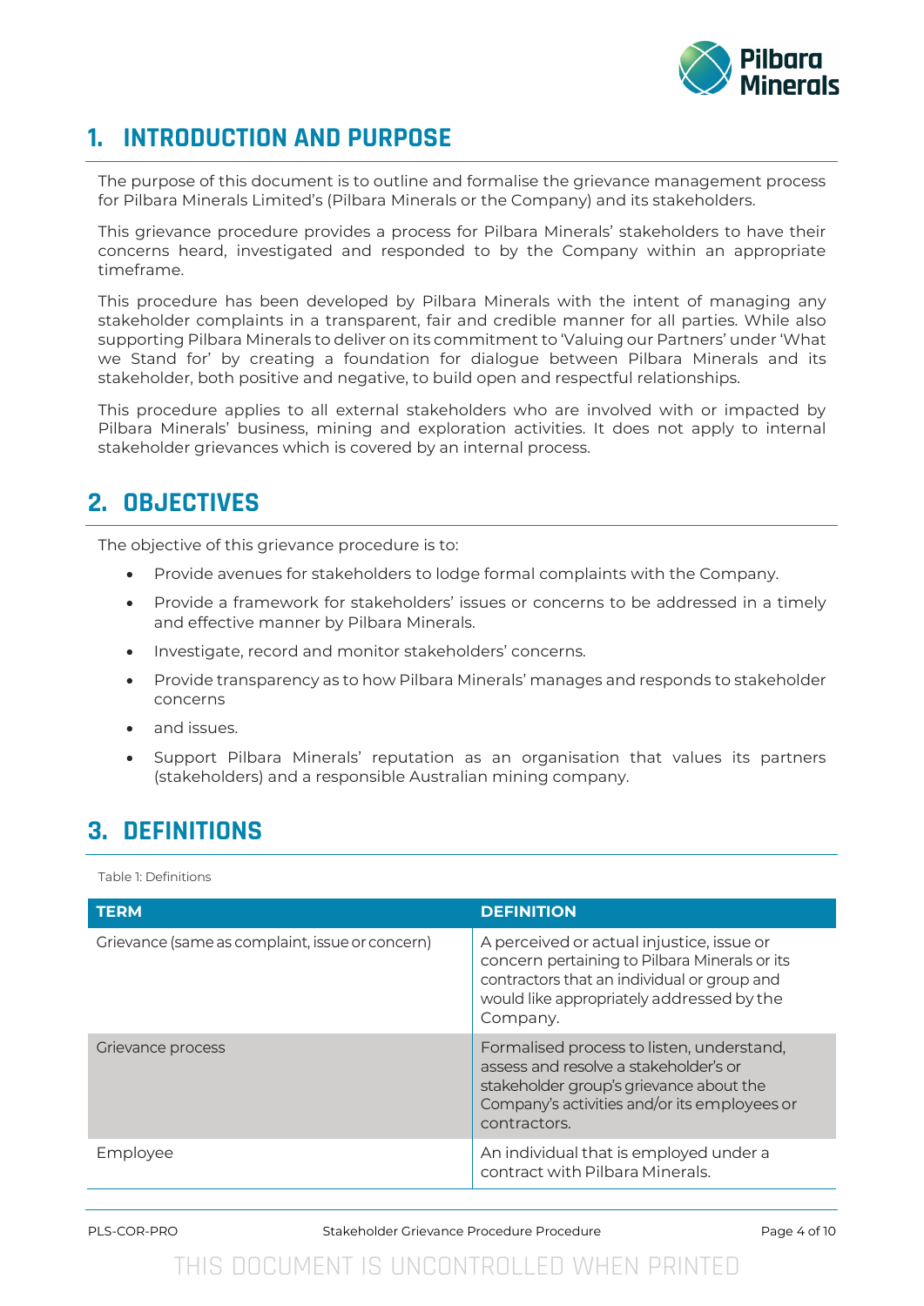# 1. INTRODUCTION AND PURPOSE

The purpose of this document is to outline and formalise the grievance management process for Pilbara Minerals Limited's (Pilbara Minerals or the Company) and its stakeholders.

This grievance procedure provides a process for Pilbara Minerals' stakeholders to have their concerns heard, investigated and responded to by the Company within an appropriate timeframe.

This procedure has been developed by Pilbara Minerals with the intent of managing any stakeholder complaints in a transparent, fair and credible manner for all parties. While also supporting Pilbara Minerals to deliver on its commitment to 'Valuing our Partners' under 'What we Stand for' by creating a foundation for dialogue between Pilbara Minerals and its stakeholder, both positive and negative, to build open and respectful relationships.

This procedure applies to all external stakeholders who are involved with or impacted by Pilbara Minerals' business, mining and exploration activities. It does not apply to internal stakeholder grievances which is covered by an internal process.

# 2. OBJECTIVES

The objective of this grievance procedure is to:

- Provide avenues for stakeholders to lodge formal complaints with the Company.
- Provide a framework for stakeholders' issues or concerns to be addressed in a timely and effective manner by Pilbara Minerals.
- Investigate, record and monitor stakeholders' concerns.
- Provide transparency as to how Pilbara Minerals' manages and responds to stakeholder concerns
- and issues.
- Support Pilbara Minerals' reputation as an organisation that values its partners (stakeholders) and a responsible Australian mining company.

# 3. DEFINITIONS

Table 1: Definitions

| TERM | DEFINITION |
| --- | --- |
| Grievance (same as complaint, issue or concern) | A perceived or actual injustice, issue or concern pertaining to Pilbara Minerals or its contractors that an individual or group and would like appropriately addressed by the Company. |
| Grievance process | Formalised process to listen, understand, assess and resolve a stakeholder's or stakeholder group's grievance about the Company's activities and/or its employees or contractors. |
| Employee | An individual that is employed under a contract with Pilbara Minerals. |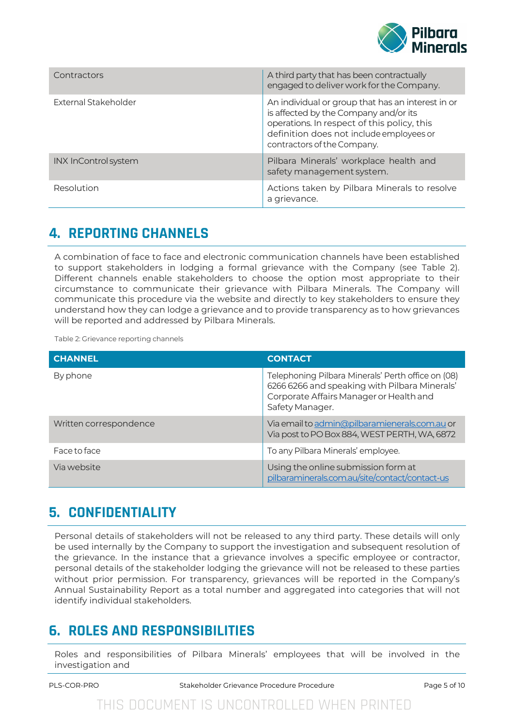| | |
|---|---|
| Contractors | A third party that has been contractually engaged to deliver work for the Company. |
| External Stakeholder | An individual or group that has an interest in or is affected by the Company and/or its operations. In respect of this policy, this definition does not include employees or contractors of the Company. |
| INX InControl system | Pilbara Minerals' workplace health and safety management system. |
| Resolution | Actions taken by Pilbara Minerals to resolve a grievance. |

## 4. REPORTING CHANNELS

A combination of face to face and electronic communication channels have been established to support stakeholders in lodging a formal grievance with the Company (see Table 2). Different channels enable stakeholders to choose the option most appropriate to their circumstance to communicate their grievance with Pilbara Minerals. The Company will communicate this procedure via the website and directly to key stakeholders to ensure they understand how they can lodge a grievance and to provide transparency as to how grievances will be reported and addressed by Pilbara Minerals.

Table 2: Grievance reporting channels

| CHANNEL | CONTACT |
|---|---|
| By phone | Telephoning Pilbara Minerals' Perth office on (08) 6266 6266 and speaking with Pilbara Minerals' Corporate Affairs Manager or Health and Safety Manager. |
| Written correspondence | Via email to admin@pilbaramienerals.com.au or Via post to PO Box 884, WEST PERTH, WA, 6872 |
| Face to face | To any Pilbara Minerals' employee. |
| Via website | Using the online submission form at pilbaraminerals.com.au/site/contact/contact-us |

## 5. CONFIDENTIALITY

Personal details of stakeholders will not be released to any third party. These details will only be used internally by the Company to support the investigation and subsequent resolution of the grievance. In the instance that a grievance involves a specific employee or contractor, personal details of the stakeholder lodging the grievance will not be released to these parties without prior permission. For transparency, grievances will be reported in the Company's Annual Sustainability Report as a total number and aggregated into categories that will not identify individual stakeholders.

## 6. ROLES AND RESPONSIBILITIES

Roles and responsibilities of Pilbara Minerals' employees that will be involved in the investigation and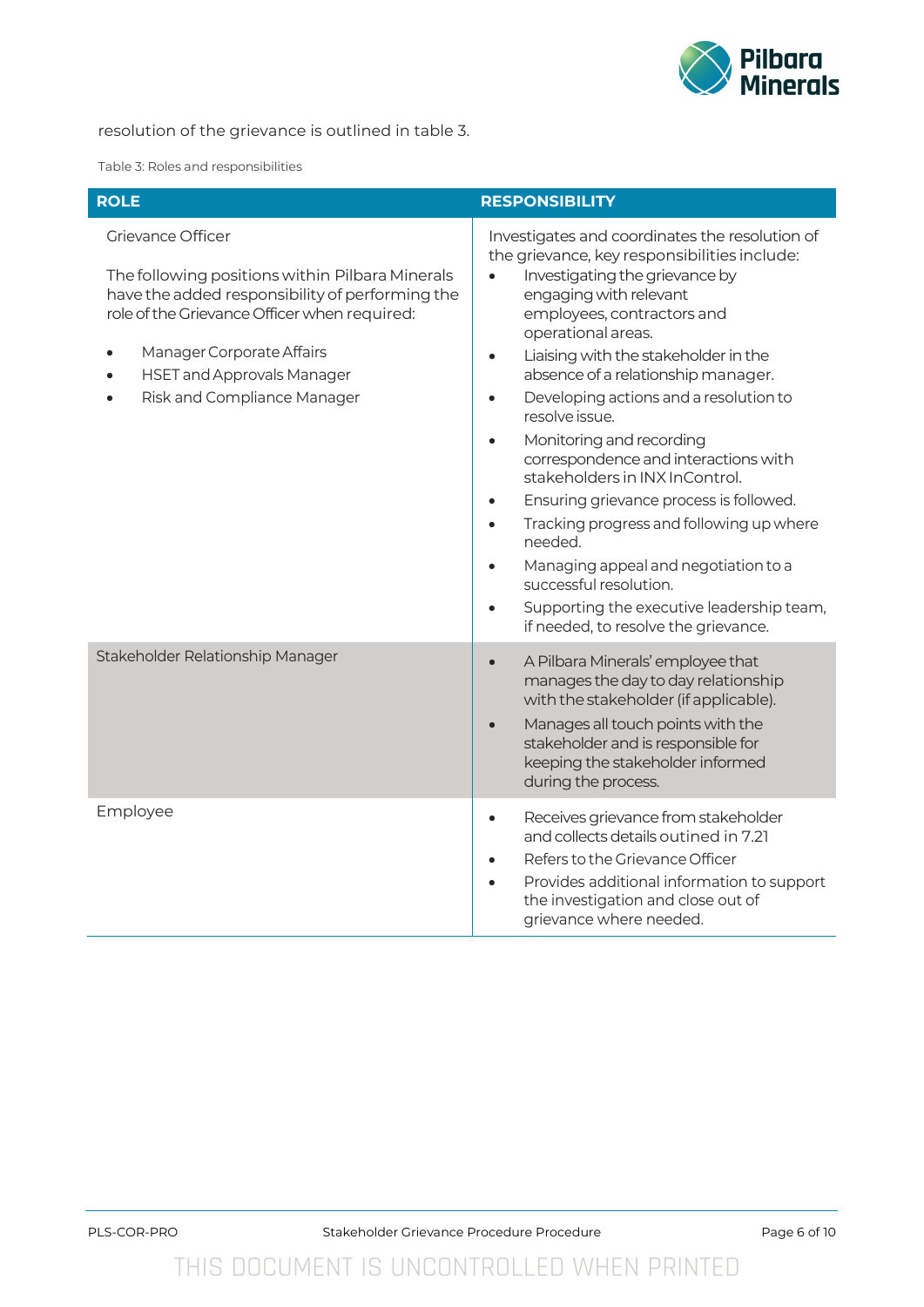resolution of the grievance is outlined in table 3.

Table 3: Roles and responsibilities

| ROLE | RESPONSIBILITY |
| --- | --- |
| Grievance Officer<br><br>The following positions within Pilbara Minerals have the added responsibility of performing the role of the Grievance Officer when required:<br>• Manager Corporate Affairs<br>• HSET and Approvals Manager<br>• Risk and Compliance Manager | Investigates and coordinates the resolution of the grievance, key responsibilities include:<br>• Investigating the grievance by engaging with relevant employees, contractors and operational areas.<br>• Liaising with the stakeholder in the absence of a relationship manager.<br>• Developing actions and a resolution to resolve issue.<br>• Monitoring and recording correspondence and interactions with stakeholders in INX InControl.<br>• Ensuring grievance process is followed.<br>• Tracking progress and following up where needed.<br>• Managing appeal and negotiation to a successful resolution.<br>• Supporting the executive leadership team, if needed, to resolve the grievance. |
| Stakeholder Relationship Manager | • A Pilbara Minerals' employee that manages the day to day relationship with the stakeholder (if applicable).<br>• Manages all touch points with the stakeholder and is responsible for keeping the stakeholder informed during the process. |
| Employee | • Receives grievance from stakeholder and collects details outined in 7.21<br>• Refers to the Grievance Officer<br>• Provides additional information to support the investigation and close out of grievance where needed. |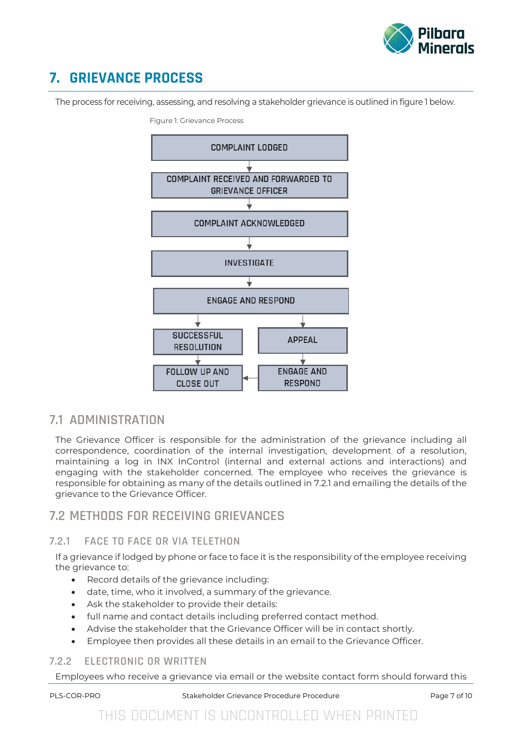# 7. GRIEVANCE PROCESS

The process for receiving, assessing, and resolving a stakeholder grievance is outlined in figure 1 below.

Figure 1: Grievance Process

COMPLAINT LODGED
↓
COMPLAINT RECEIVED AND FORWARDED TO GRIEVANCE OFFICER
↓
COMPLAINT ACKNOWLEDGED
↓
INVESTIGATE
↓
ENGAGE AND RESPOND
↓ SUCCESSFUL RESOLUTION → FOLLOW UP AND CLOSE OUT
↓ APPEAL → ENGAGE AND RESPOND → FOLLOW UP AND CLOSE OUT

## 7.1 ADMINISTRATION

The Grievance Officer is responsible for the administration of the grievance including all correspondence, coordination of the internal investigation, development of a resolution, maintaining a log in INX InControl (internal and external actions and interactions) and engaging with the stakeholder concerned. The employee who receives the grievance is responsible for obtaining as many of the details outlined in 7.2.1 and emailing the details of the grievance to the Grievance Officer.

## 7.2 METHODS FOR RECEIVING GRIEVANCES

### 7.2.1 FACE TO FACE OR VIA TELETHON

If a grievance if lodged by phone or face to face it is the responsibility of the employee receiving the grievance to:

- Record details of the grievance including:
- date, time, who it involved, a summary of the grievance.
- Ask the stakeholder to provide their details:
- full name and contact details including preferred contact method.
- Advise the stakeholder that the Grievance Officer will be in contact shortly.
- Employee then provides all these details in an email to the Grievance Officer.

### 7.2.2 ELECTRONIC OR WRITTEN

Employees who receive a grievance via email or the website contact form should forward this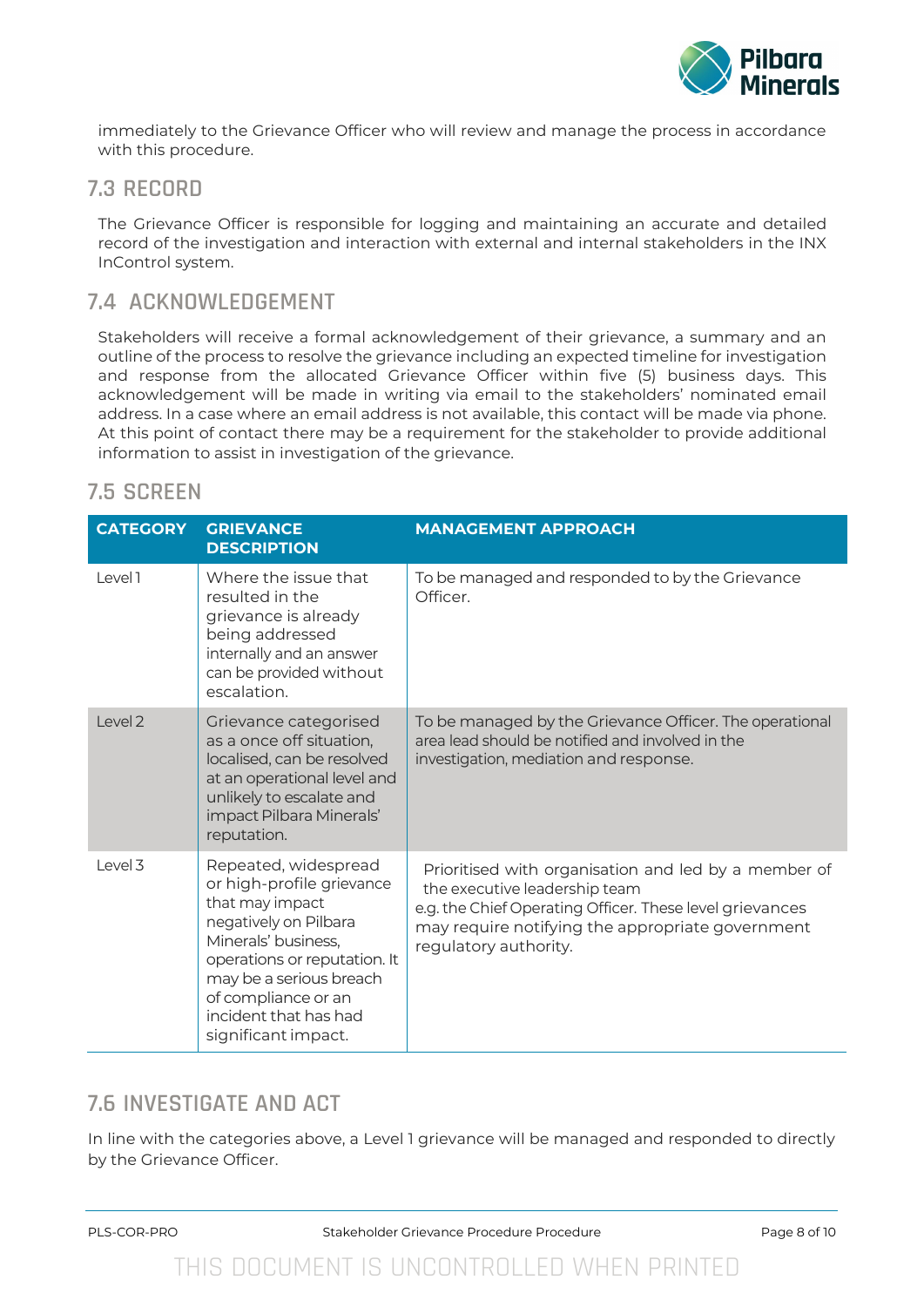immediately to the Grievance Officer who will review and manage the process in accordance with this procedure.

## 7.3 RECORD

The Grievance Officer is responsible for logging and maintaining an accurate and detailed record of the investigation and interaction with external and internal stakeholders in the INX InControl system.

## 7.4 ACKNOWLEDGEMENT

Stakeholders will receive a formal acknowledgement of their grievance, a summary and an outline of the process to resolve the grievance including an expected timeline for investigation and response from the allocated Grievance Officer within five (5) business days. This acknowledgement will be made in writing via email to the stakeholders' nominated email address. In a case where an email address is not available, this contact will be made via phone. At this point of contact there may be a requirement for the stakeholder to provide additional information to assist in investigation of the grievance.

## 7.5 SCREEN

| CATEGORY | GRIEVANCE DESCRIPTION | MANAGEMENT APPROACH |
|---|---|---|
| Level 1 | Where the issue that resulted in the grievance is already being addressed internally and an answer can be provided without escalation. | To be managed and responded to by the Grievance Officer. |
| Level 2 | Grievance categorised as a once off situation, localised, can be resolved at an operational level and unlikely to escalate and impact Pilbara Minerals' reputation. | To be managed by the Grievance Officer. The operational area lead should be notified and involved in the investigation, mediation and response. |
| Level 3 | Repeated, widespread or high-profile grievance that may impact negatively on Pilbara Minerals' business, operations or reputation. It may be a serious breach of compliance or an incident that has had significant impact. | Prioritised with organisation and led by a member of the executive leadership team e.g. the Chief Operating Officer. These level grievances may require notifying the appropriate government regulatory authority. |

## 7.6 INVESTIGATE AND ACT

In line with the categories above, a Level 1 grievance will be managed and responded to directly by the Grievance Officer.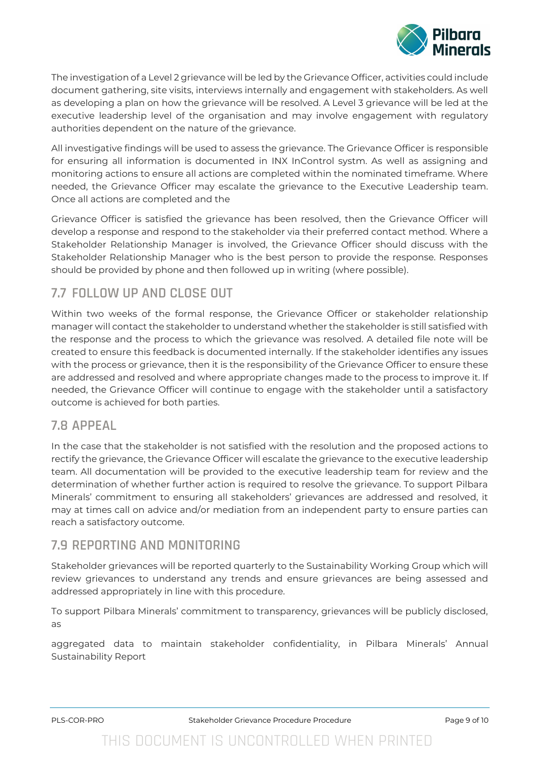The investigation of a Level 2 grievance will be led by the Grievance Officer, activities could include document gathering, site visits, interviews internally and engagement with stakeholders. As well as developing a plan on how the grievance will be resolved. A Level 3 grievance will be led at the executive leadership level of the organisation and may involve engagement with regulatory authorities dependent on the nature of the grievance.

All investigative findings will be used to assess the grievance. The Grievance Officer is responsible for ensuring all information is documented in INX InControl systm. As well as assigning and monitoring actions to ensure all actions are completed within the nominated timeframe. Where needed, the Grievance Officer may escalate the grievance to the Executive Leadership team. Once all actions are completed and the

Grievance Officer is satisfied the grievance has been resolved, then the Grievance Officer will develop a response and respond to the stakeholder via their preferred contact method. Where a Stakeholder Relationship Manager is involved, the Grievance Officer should discuss with the Stakeholder Relationship Manager who is the best person to provide the response. Responses should be provided by phone and then followed up in writing (where possible).

## 7.7 FOLLOW UP AND CLOSE OUT

Within two weeks of the formal response, the Grievance Officer or stakeholder relationship manager will contact the stakeholder to understand whether the stakeholder is still satisfied with the response and the process to which the grievance was resolved. A detailed file note will be created to ensure this feedback is documented internally. If the stakeholder identifies any issues with the process or grievance, then it is the responsibility of the Grievance Officer to ensure these are addressed and resolved and where appropriate changes made to the process to improve it. If needed, the Grievance Officer will continue to engage with the stakeholder until a satisfactory outcome is achieved for both parties.

## 7.8 APPEAL

In the case that the stakeholder is not satisfied with the resolution and the proposed actions to rectify the grievance, the Grievance Officer will escalate the grievance to the executive leadership team. All documentation will be provided to the executive leadership team for review and the determination of whether further action is required to resolve the grievance. To support Pilbara Minerals' commitment to ensuring all stakeholders' grievances are addressed and resolved, it may at times call on advice and/or mediation from an independent party to ensure parties can reach a satisfactory outcome.

## 7.9 REPORTING AND MONITORING

Stakeholder grievances will be reported quarterly to the Sustainability Working Group which will review grievances to understand any trends and ensure grievances are being assessed and addressed appropriately in line with this procedure.

To support Pilbara Minerals' commitment to transparency, grievances will be publicly disclosed, as

aggregated data to maintain stakeholder confidentiality, in Pilbara Minerals' Annual Sustainability Report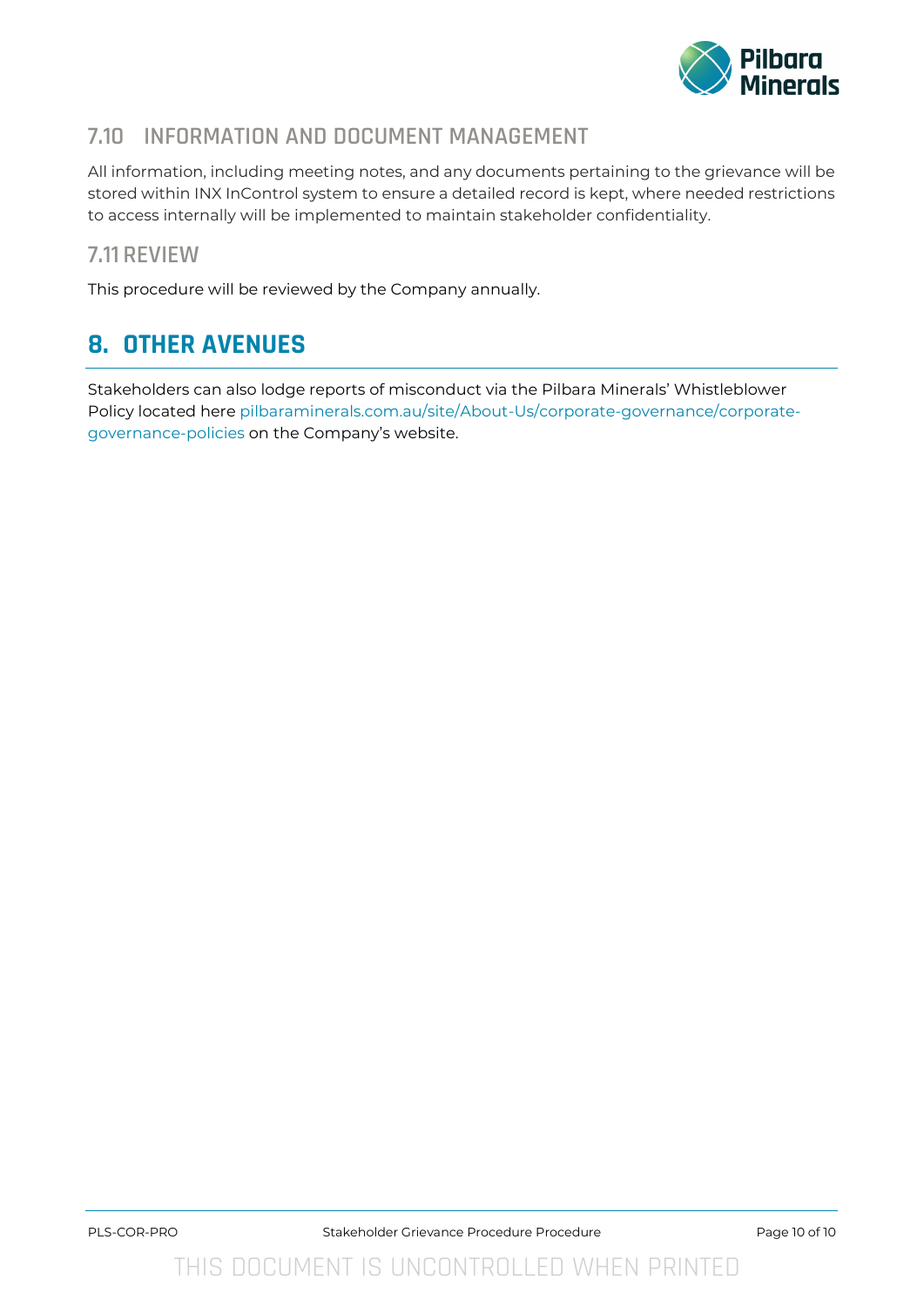### 7.10 INFORMATION AND DOCUMENT MANAGEMENT

All information, including meeting notes, and any documents pertaining to the grievance will be stored within INX InControl system to ensure a detailed record is kept, where needed restrictions to access internally will be implemented to maintain stakeholder confidentiality.

### 7.11 REVIEW

This procedure will be reviewed by the Company annually.

## 8. OTHER AVENUES

Stakeholders can also lodge reports of misconduct via the Pilbara Minerals' Whistleblower Policy located here pilbaraminerals.com.au/site/About-Us/corporate-governance/corporate-governance-policies on the Company's website.